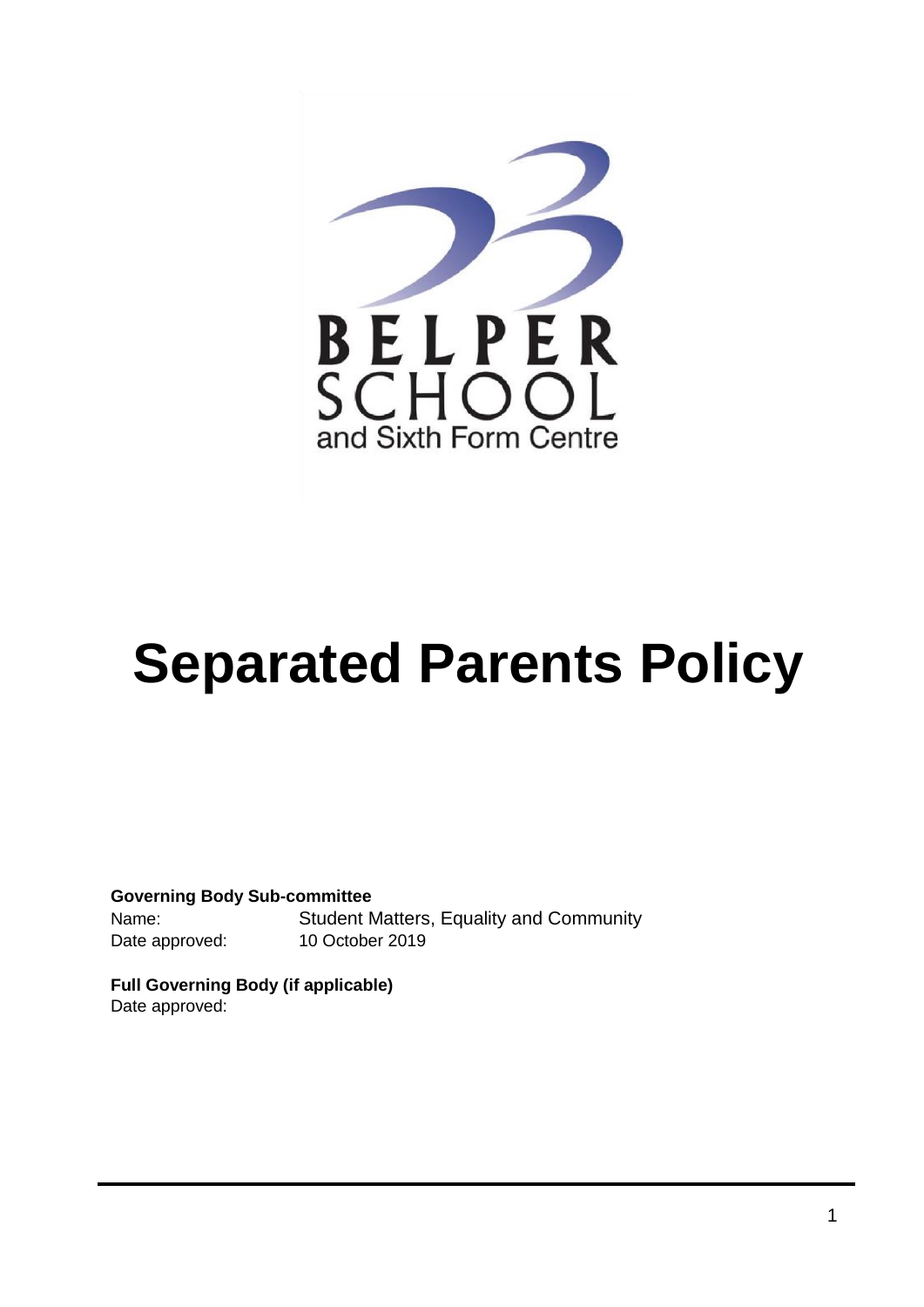BELPER SCHOOL
and Sixth Form Centre

# Separated Parents Policy

**Governing Body Sub-committee**

Name: Student Matters, Equality and Community
Date approved: 10 October 2019

**Full Governing Body (if applicable)**

Date approved: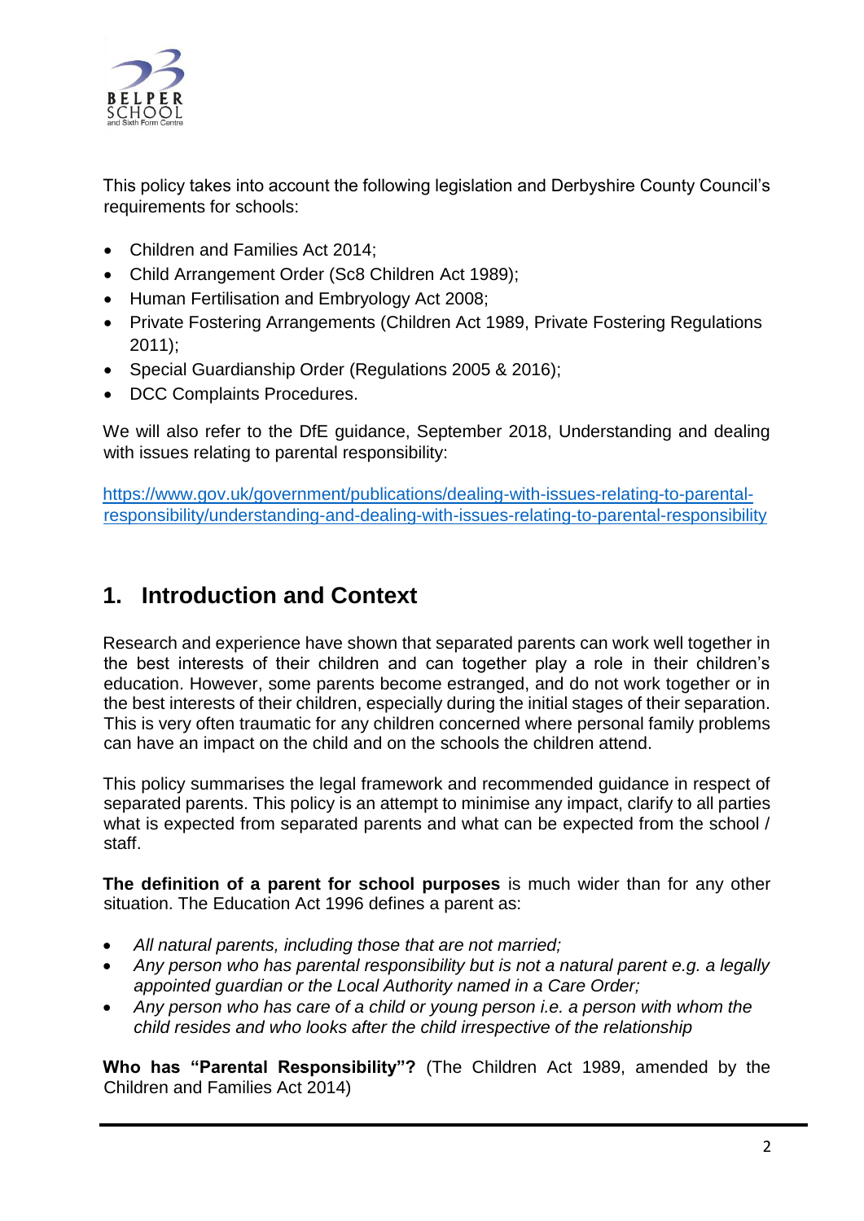This policy takes into account the following legislation and Derbyshire County Council's requirements for schools:

- Children and Families Act 2014;
- Child Arrangement Order (Sc8 Children Act 1989);
- Human Fertilisation and Embryology Act 2008;
- Private Fostering Arrangements (Children Act 1989, Private Fostering Regulations 2011);
- Special Guardianship Order (Regulations 2005 & 2016);
- DCC Complaints Procedures.

We will also refer to the DfE guidance, September 2018, Understanding and dealing with issues relating to parental responsibility:

https://www.gov.uk/government/publications/dealing-with-issues-relating-to-parental-responsibility/understanding-and-dealing-with-issues-relating-to-parental-responsibility

## 1. Introduction and Context

Research and experience have shown that separated parents can work well together in the best interests of their children and can together play a role in their children's education. However, some parents become estranged, and do not work together or in the best interests of their children, especially during the initial stages of their separation. This is very often traumatic for any children concerned where personal family problems can have an impact on the child and on the schools the children attend.

This policy summarises the legal framework and recommended guidance in respect of separated parents. This policy is an attempt to minimise any impact, clarify to all parties what is expected from separated parents and what can be expected from the school / staff.

**The definition of a parent for school purposes** is much wider than for any other situation. The Education Act 1996 defines a parent as:

- *All natural parents, including those that are not married;*
- *Any person who has parental responsibility but is not a natural parent e.g. a legally appointed guardian or the Local Authority named in a Care Order;*
- *Any person who has care of a child or young person i.e. a person with whom the child resides and who looks after the child irrespective of the relationship*

**Who has "Parental Responsibility"?** (The Children Act 1989, amended by the Children and Families Act 2014)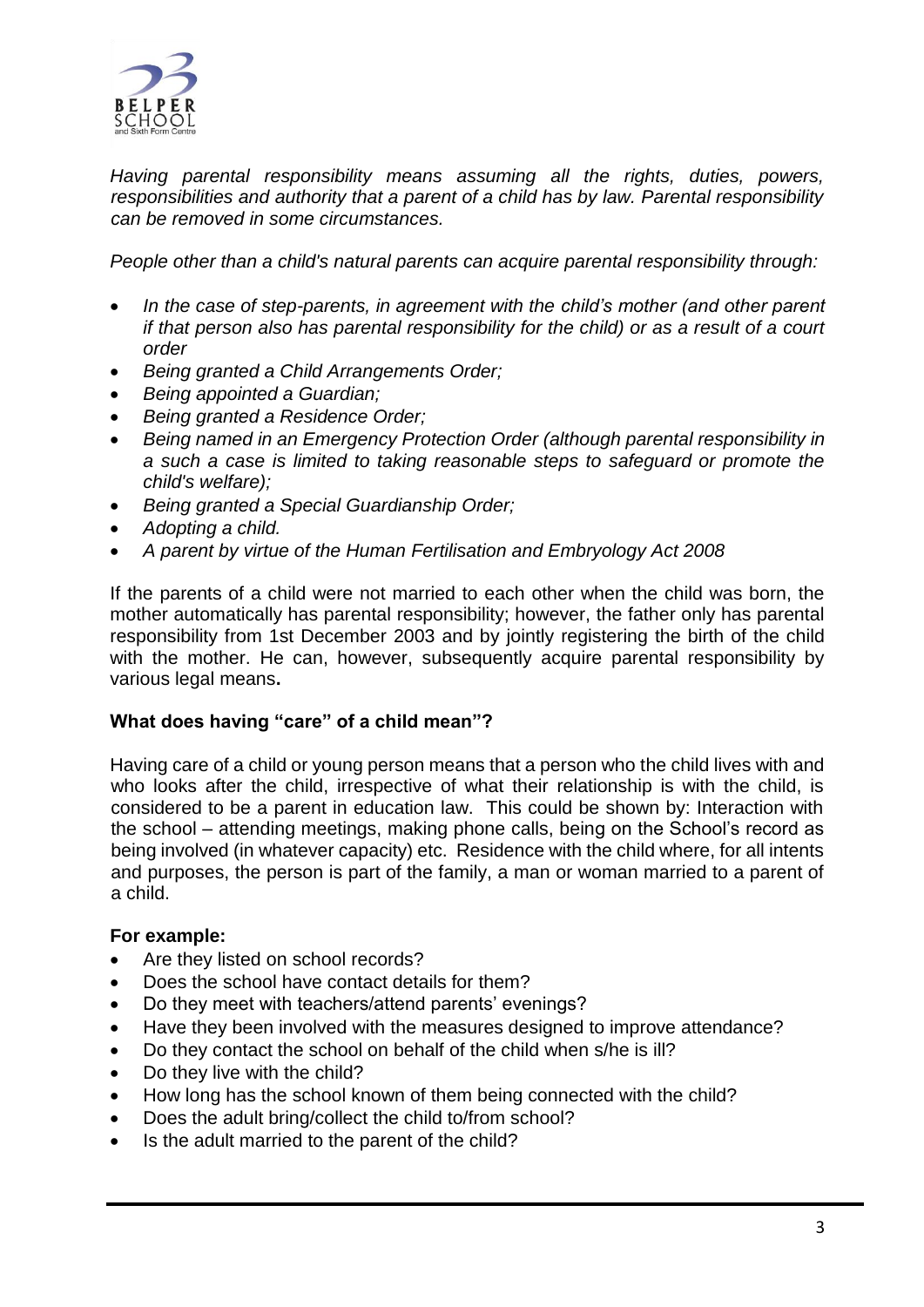*Having parental responsibility means assuming all the rights, duties, powers, responsibilities and authority that a parent of a child has by law. Parental responsibility can be removed in some circumstances.*

*People other than a child's natural parents can acquire parental responsibility through:*

- *In the case of step-parents, in agreement with the child's mother (and other parent if that person also has parental responsibility for the child) or as a result of a court order*
- *Being granted a Child Arrangements Order;*
- *Being appointed a Guardian;*
- *Being granted a Residence Order;*
- *Being named in an Emergency Protection Order (although parental responsibility in a such a case is limited to taking reasonable steps to safeguard or promote the child's welfare);*
- *Being granted a Special Guardianship Order;*
- *Adopting a child.*
- *A parent by virtue of the Human Fertilisation and Embryology Act 2008*

If the parents of a child were not married to each other when the child was born, the mother automatically has parental responsibility; however, the father only has parental responsibility from 1st December 2003 and by jointly registering the birth of the child with the mother. He can, however, subsequently acquire parental responsibility by various legal means**.**

### What does having "care" of a child mean"?

Having care of a child or young person means that a person who the child lives with and who looks after the child, irrespective of what their relationship is with the child, is considered to be a parent in education law. This could be shown by: Interaction with the school – attending meetings, making phone calls, being on the School's record as being involved (in whatever capacity) etc. Residence with the child where, for all intents and purposes, the person is part of the family, a man or woman married to a parent of a child.

**For example:**

- Are they listed on school records?
- Does the school have contact details for them?
- Do they meet with teachers/attend parents' evenings?
- Have they been involved with the measures designed to improve attendance?
- Do they contact the school on behalf of the child when s/he is ill?
- Do they live with the child?
- How long has the school known of them being connected with the child?
- Does the adult bring/collect the child to/from school?
- Is the adult married to the parent of the child?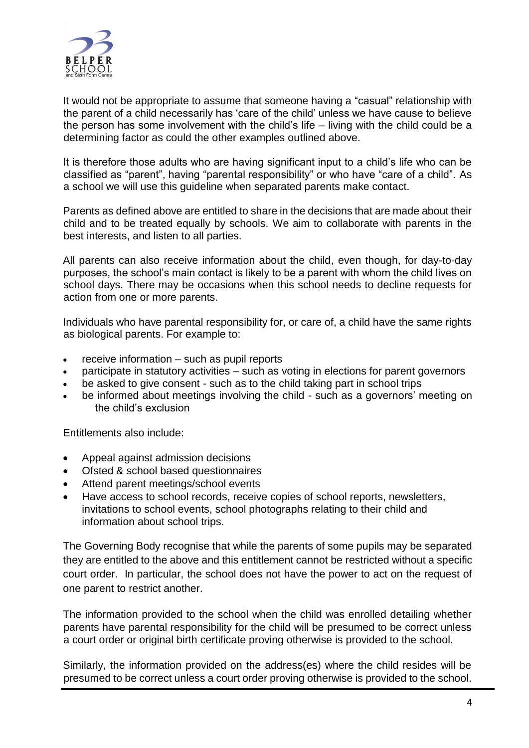It would not be appropriate to assume that someone having a "casual" relationship with the parent of a child necessarily has 'care of the child' unless we have cause to believe the person has some involvement with the child's life – living with the child could be a determining factor as could the other examples outlined above.

It is therefore those adults who are having significant input to a child's life who can be classified as "parent", having "parental responsibility" or who have "care of a child". As a school we will use this guideline when separated parents make contact.

Parents as defined above are entitled to share in the decisions that are made about their child and to be treated equally by schools. We aim to collaborate with parents in the best interests, and listen to all parties.

All parents can also receive information about the child, even though, for day-to-day purposes, the school's main contact is likely to be a parent with whom the child lives on school days. There may be occasions when this school needs to decline requests for action from one or more parents.

Individuals who have parental responsibility for, or care of, a child have the same rights as biological parents. For example to:

- receive information – such as pupil reports
- participate in statutory activities – such as voting in elections for parent governors
- be asked to give consent - such as to the child taking part in school trips
- be informed about meetings involving the child - such as a governors' meeting on the child's exclusion

Entitlements also include:

- Appeal against admission decisions
- Ofsted & school based questionnaires
- Attend parent meetings/school events
- Have access to school records, receive copies of school reports, newsletters, invitations to school events, school photographs relating to their child and information about school trips.

The Governing Body recognise that while the parents of some pupils may be separated they are entitled to the above and this entitlement cannot be restricted without a specific court order. In particular, the school does not have the power to act on the request of one parent to restrict another.

The information provided to the school when the child was enrolled detailing whether parents have parental responsibility for the child will be presumed to be correct unless a court order or original birth certificate proving otherwise is provided to the school.

Similarly, the information provided on the address(es) where the child resides will be presumed to be correct unless a court order proving otherwise is provided to the school.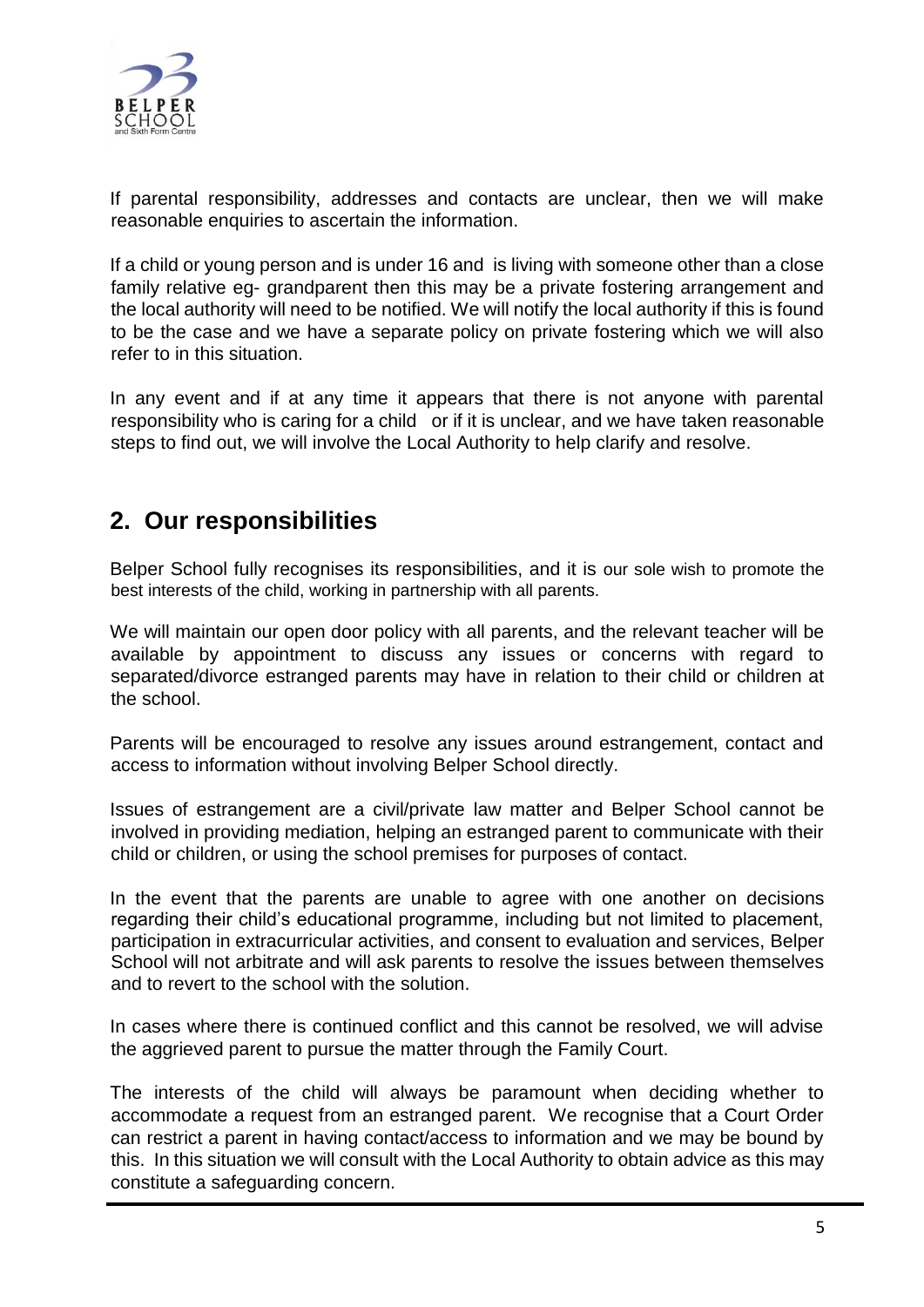If parental responsibility, addresses and contacts are unclear, then we will make reasonable enquiries to ascertain the information.

If a child or young person and is under 16 and is living with someone other than a close family relative eg- grandparent then this may be a private fostering arrangement and the local authority will need to be notified. We will notify the local authority if this is found to be the case and we have a separate policy on private fostering which we will also refer to in this situation.

In any event and if at any time it appears that there is not anyone with parental responsibility who is caring for a child or if it is unclear, and we have taken reasonable steps to find out, we will involve the Local Authority to help clarify and resolve.

## 2. Our responsibilities

Belper School fully recognises its responsibilities, and it is our sole wish to promote the best interests of the child, working in partnership with all parents.

We will maintain our open door policy with all parents, and the relevant teacher will be available by appointment to discuss any issues or concerns with regard to separated/divorce estranged parents may have in relation to their child or children at the school.

Parents will be encouraged to resolve any issues around estrangement, contact and access to information without involving Belper School directly.

Issues of estrangement are a civil/private law matter and Belper School cannot be involved in providing mediation, helping an estranged parent to communicate with their child or children, or using the school premises for purposes of contact.

In the event that the parents are unable to agree with one another on decisions regarding their child's educational programme, including but not limited to placement, participation in extracurricular activities, and consent to evaluation and services, Belper School will not arbitrate and will ask parents to resolve the issues between themselves and to revert to the school with the solution.

In cases where there is continued conflict and this cannot be resolved, we will advise the aggrieved parent to pursue the matter through the Family Court.

The interests of the child will always be paramount when deciding whether to accommodate a request from an estranged parent. We recognise that a Court Order can restrict a parent in having contact/access to information and we may be bound by this. In this situation we will consult with the Local Authority to obtain advice as this may constitute a safeguarding concern.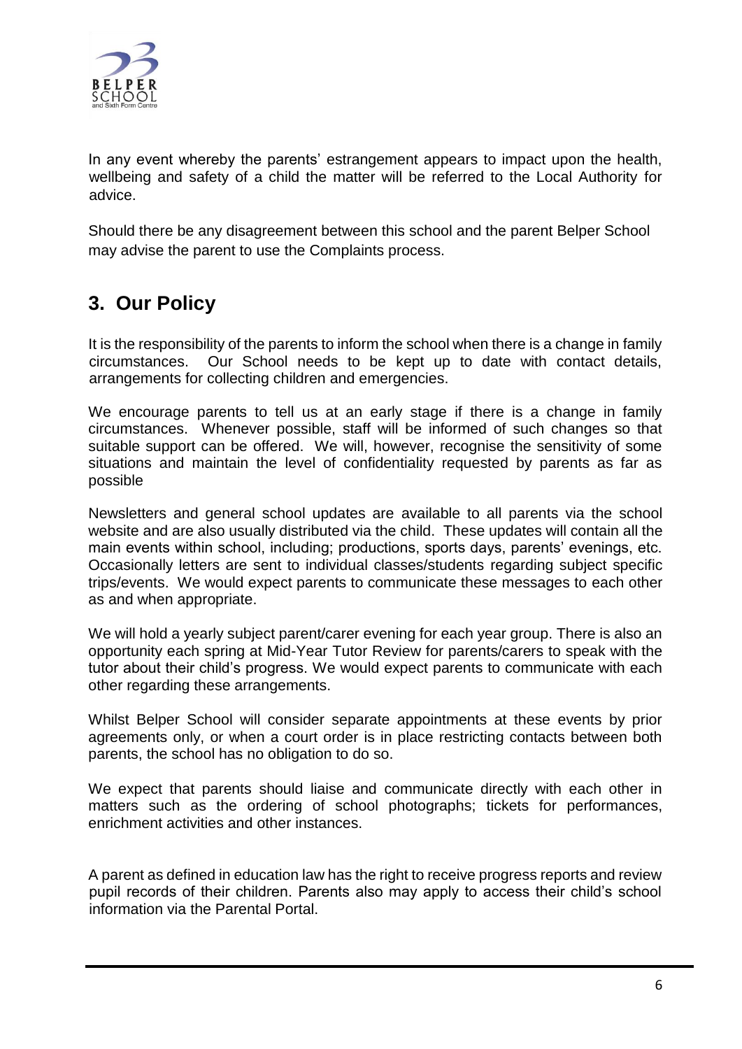In any event whereby the parents' estrangement appears to impact upon the health, wellbeing and safety of a child the matter will be referred to the Local Authority for advice.

Should there be any disagreement between this school and the parent Belper School may advise the parent to use the Complaints process.

## 3. Our Policy

It is the responsibility of the parents to inform the school when there is a change in family circumstances. Our School needs to be kept up to date with contact details, arrangements for collecting children and emergencies.

We encourage parents to tell us at an early stage if there is a change in family circumstances. Whenever possible, staff will be informed of such changes so that suitable support can be offered. We will, however, recognise the sensitivity of some situations and maintain the level of confidentiality requested by parents as far as possible

Newsletters and general school updates are available to all parents via the school website and are also usually distributed via the child. These updates will contain all the main events within school, including; productions, sports days, parents' evenings, etc. Occasionally letters are sent to individual classes/students regarding subject specific trips/events. We would expect parents to communicate these messages to each other as and when appropriate.

We will hold a yearly subject parent/carer evening for each year group. There is also an opportunity each spring at Mid-Year Tutor Review for parents/carers to speak with the tutor about their child's progress. We would expect parents to communicate with each other regarding these arrangements.

Whilst Belper School will consider separate appointments at these events by prior agreements only, or when a court order is in place restricting contacts between both parents, the school has no obligation to do so.

We expect that parents should liaise and communicate directly with each other in matters such as the ordering of school photographs; tickets for performances, enrichment activities and other instances.

A parent as defined in education law has the right to receive progress reports and review pupil records of their children. Parents also may apply to access their child's school information via the Parental Portal.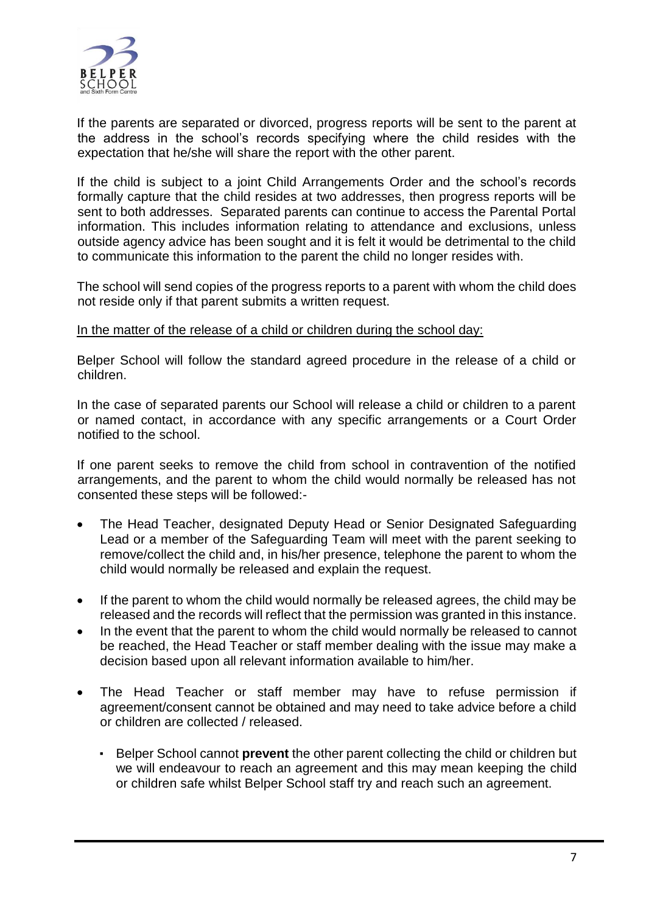If the parents are separated or divorced, progress reports will be sent to the parent at the address in the school's records specifying where the child resides with the expectation that he/she will share the report with the other parent.

If the child is subject to a joint Child Arrangements Order and the school's records formally capture that the child resides at two addresses, then progress reports will be sent to both addresses. Separated parents can continue to access the Parental Portal information. This includes information relating to attendance and exclusions, unless outside agency advice has been sought and it is felt it would be detrimental to the child to communicate this information to the parent the child no longer resides with.

The school will send copies of the progress reports to a parent with whom the child does not reside only if that parent submits a written request.

<u>In the matter of the release of a child or children during the school day:</u>

Belper School will follow the standard agreed procedure in the release of a child or children.

In the case of separated parents our School will release a child or children to a parent or named contact, in accordance with any specific arrangements or a Court Order notified to the school.

If one parent seeks to remove the child from school in contravention of the notified arrangements, and the parent to whom the child would normally be released has not consented these steps will be followed:-

- The Head Teacher, designated Deputy Head or Senior Designated Safeguarding Lead or a member of the Safeguarding Team will meet with the parent seeking to remove/collect the child and, in his/her presence, telephone the parent to whom the child would normally be released and explain the request.
- If the parent to whom the child would normally be released agrees, the child may be released and the records will reflect that the permission was granted in this instance.
- In the event that the parent to whom the child would normally be released to cannot be reached, the Head Teacher or staff member dealing with the issue may make a decision based upon all relevant information available to him/her.
- The Head Teacher or staff member may have to refuse permission if agreement/consent cannot be obtained and may need to take advice before a child or children are collected / released.
    - Belper School cannot **prevent** the other parent collecting the child or children but we will endeavour to reach an agreement and this may mean keeping the child or children safe whilst Belper School staff try and reach such an agreement.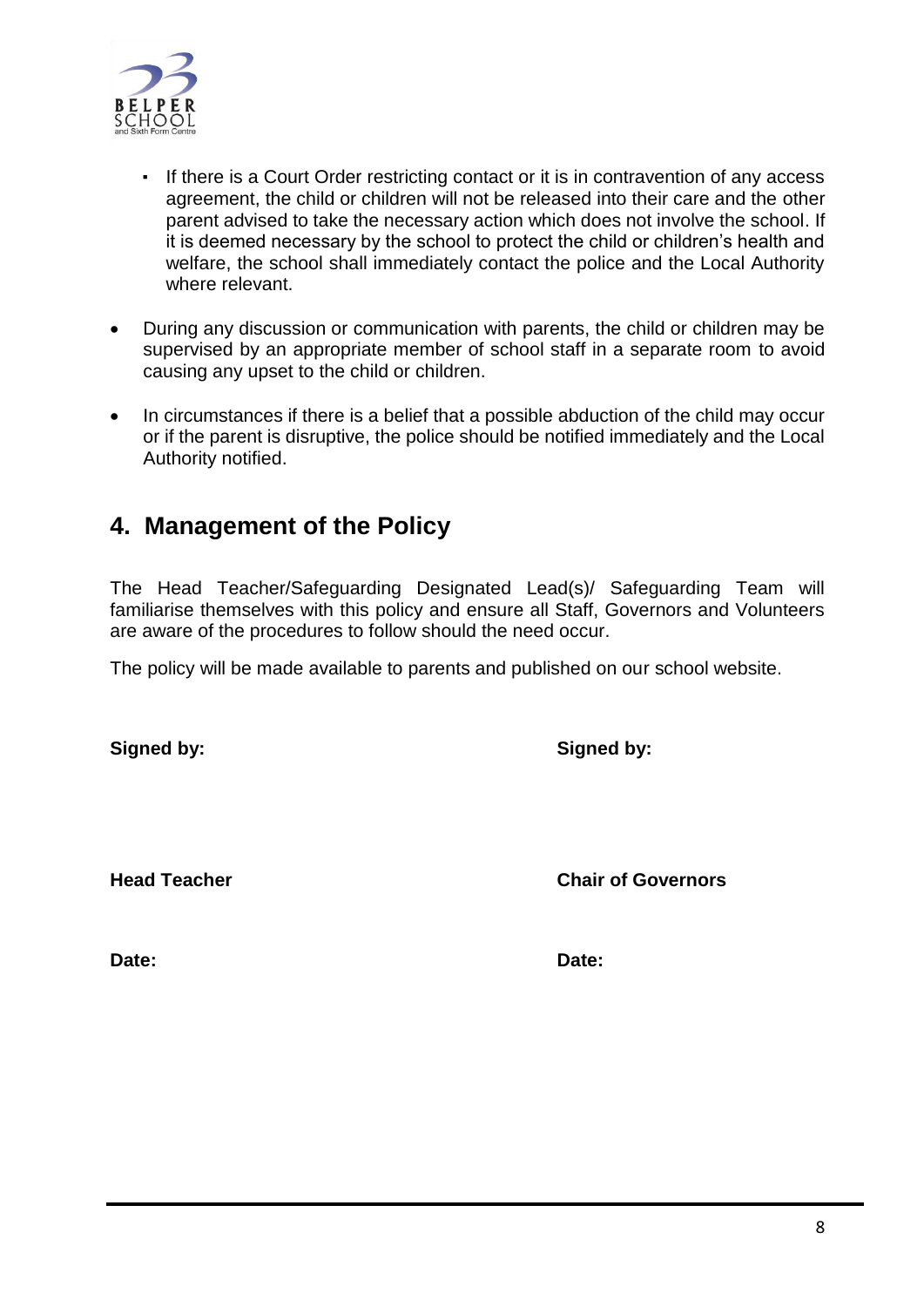- If there is a Court Order restricting contact or it is in contravention of any access agreement, the child or children will not be released into their care and the other parent advised to take the necessary action which does not involve the school. If it is deemed necessary by the school to protect the child or children's health and welfare, the school shall immediately contact the police and the Local Authority where relevant.

- During any discussion or communication with parents, the child or children may be supervised by an appropriate member of school staff in a separate room to avoid causing any upset to the child or children.

- In circumstances if there is a belief that a possible abduction of the child may occur or if the parent is disruptive, the police should be notified immediately and the Local Authority notified.

## 4. Management of the Policy

The Head Teacher/Safeguarding Designated Lead(s)/ Safeguarding Team will familiarise themselves with this policy and ensure all Staff, Governors and Volunteers are aware of the procedures to follow should the need occur.

The policy will be made available to parents and published on our school website.

**Signed by:**

**Head Teacher**

**Date:**

**Signed by:**

**Chair of Governors**

**Date:**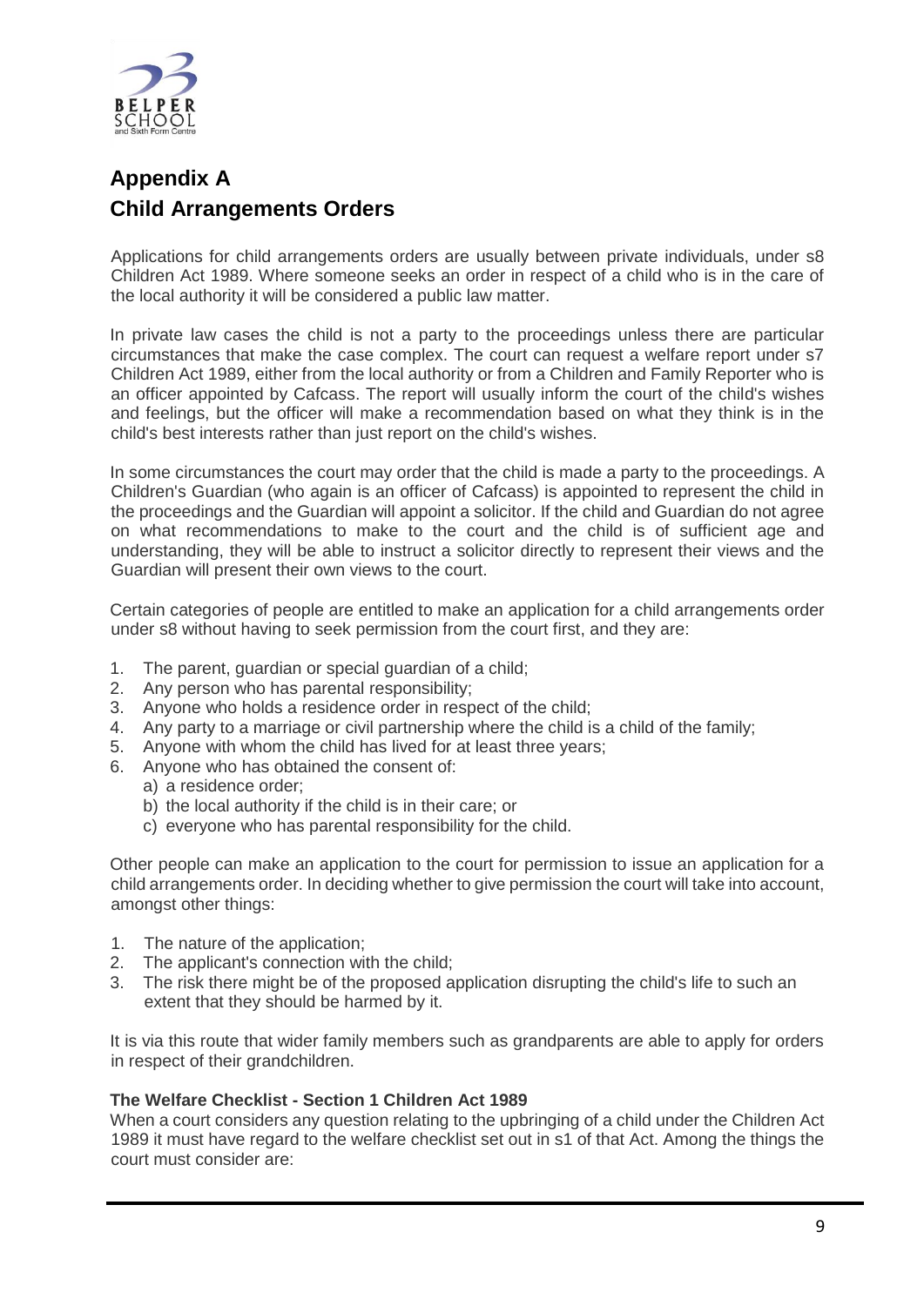## Appendix A
## Child Arrangements Orders

Applications for child arrangements orders are usually between private individuals, under s8 Children Act 1989. Where someone seeks an order in respect of a child who is in the care of the local authority it will be considered a public law matter.

In private law cases the child is not a party to the proceedings unless there are particular circumstances that make the case complex. The court can request a welfare report under s7 Children Act 1989, either from the local authority or from a Children and Family Reporter who is an officer appointed by Cafcass. The report will usually inform the court of the child's wishes and feelings, but the officer will make a recommendation based on what they think is in the child's best interests rather than just report on the child's wishes.

In some circumstances the court may order that the child is made a party to the proceedings. A Children's Guardian (who again is an officer of Cafcass) is appointed to represent the child in the proceedings and the Guardian will appoint a solicitor. If the child and Guardian do not agree on what recommendations to make to the court and the child is of sufficient age and understanding, they will be able to instruct a solicitor directly to represent their views and the Guardian will present their own views to the court.

Certain categories of people are entitled to make an application for a child arrangements order under s8 without having to seek permission from the court first, and they are:

1. The parent, guardian or special guardian of a child;
2. Any person who has parental responsibility;
3. Anyone who holds a residence order in respect of the child;
4. Any party to a marriage or civil partnership where the child is a child of the family;
5. Anyone with whom the child has lived for at least three years;
6. Anyone who has obtained the consent of:
   a) a residence order;
   b) the local authority if the child is in their care; or
   c) everyone who has parental responsibility for the child.

Other people can make an application to the court for permission to issue an application for a child arrangements order. In deciding whether to give permission the court will take into account, amongst other things:

1. The nature of the application;
2. The applicant's connection with the child;
3. The risk there might be of the proposed application disrupting the child's life to such an extent that they should be harmed by it.

It is via this route that wider family members such as grandparents are able to apply for orders in respect of their grandchildren.

**The Welfare Checklist - Section 1 Children Act 1989**

When a court considers any question relating to the upbringing of a child under the Children Act 1989 it must have regard to the welfare checklist set out in s1 of that Act. Among the things the court must consider are: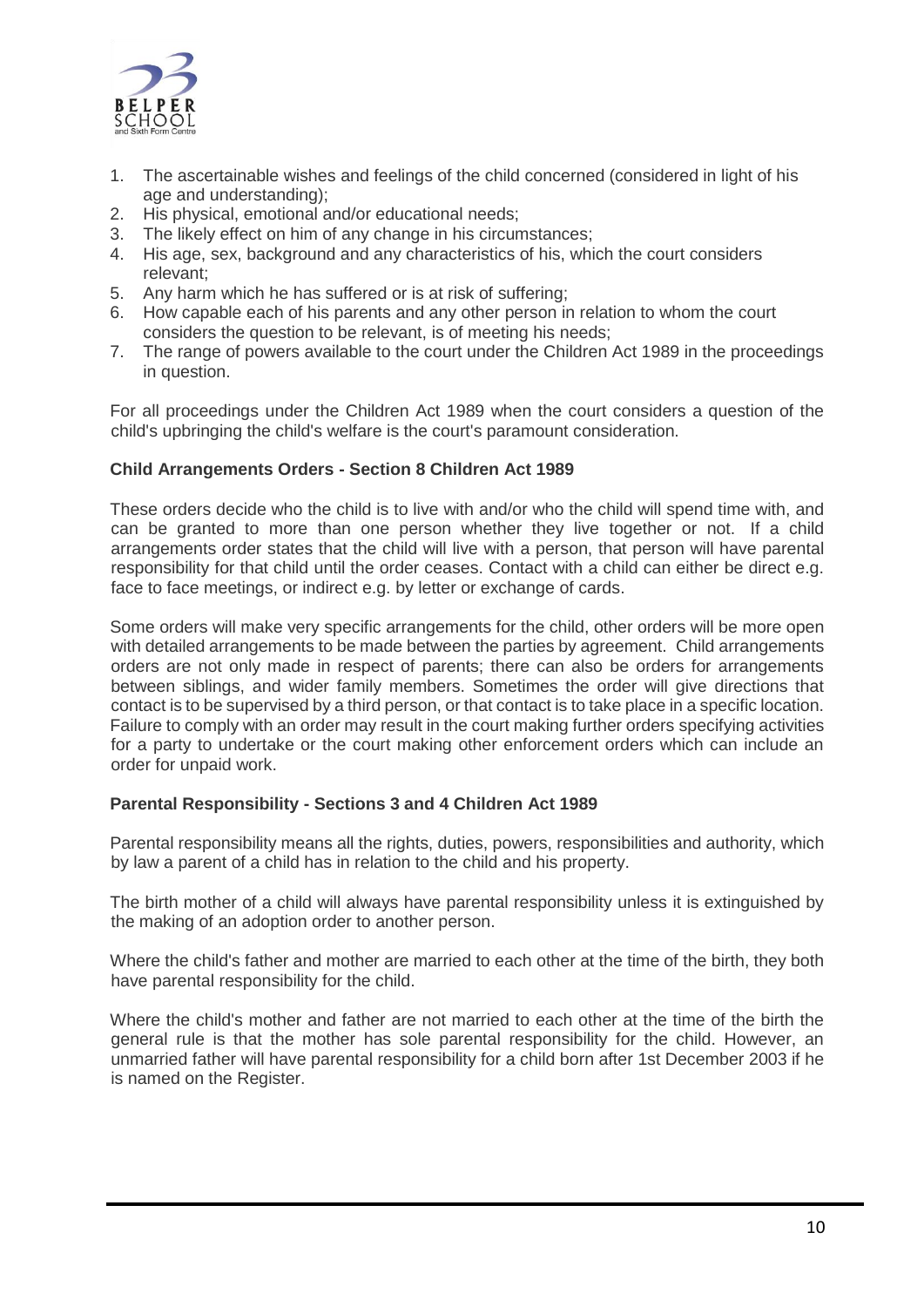1. The ascertainable wishes and feelings of the child concerned (considered in light of his age and understanding);
2. His physical, emotional and/or educational needs;
3. The likely effect on him of any change in his circumstances;
4. His age, sex, background and any characteristics of his, which the court considers relevant;
5. Any harm which he has suffered or is at risk of suffering;
6. How capable each of his parents and any other person in relation to whom the court considers the question to be relevant, is of meeting his needs;
7. The range of powers available to the court under the Children Act 1989 in the proceedings in question.

For all proceedings under the Children Act 1989 when the court considers a question of the child's upbringing the child's welfare is the court's paramount consideration.

**Child Arrangements Orders - Section 8 Children Act 1989**

These orders decide who the child is to live with and/or who the child will spend time with, and can be granted to more than one person whether they live together or not. If a child arrangements order states that the child will live with a person, that person will have parental responsibility for that child until the order ceases. Contact with a child can either be direct e.g. face to face meetings, or indirect e.g. by letter or exchange of cards.

Some orders will make very specific arrangements for the child, other orders will be more open with detailed arrangements to be made between the parties by agreement. Child arrangements orders are not only made in respect of parents; there can also be orders for arrangements between siblings, and wider family members. Sometimes the order will give directions that contact is to be supervised by a third person, or that contact is to take place in a specific location. Failure to comply with an order may result in the court making further orders specifying activities for a party to undertake or the court making other enforcement orders which can include an order for unpaid work.

**Parental Responsibility - Sections 3 and 4 Children Act 1989**

Parental responsibility means all the rights, duties, powers, responsibilities and authority, which by law a parent of a child has in relation to the child and his property.

The birth mother of a child will always have parental responsibility unless it is extinguished by the making of an adoption order to another person.

Where the child's father and mother are married to each other at the time of the birth, they both have parental responsibility for the child.

Where the child's mother and father are not married to each other at the time of the birth the general rule is that the mother has sole parental responsibility for the child. However, an unmarried father will have parental responsibility for a child born after 1st December 2003 if he is named on the Register.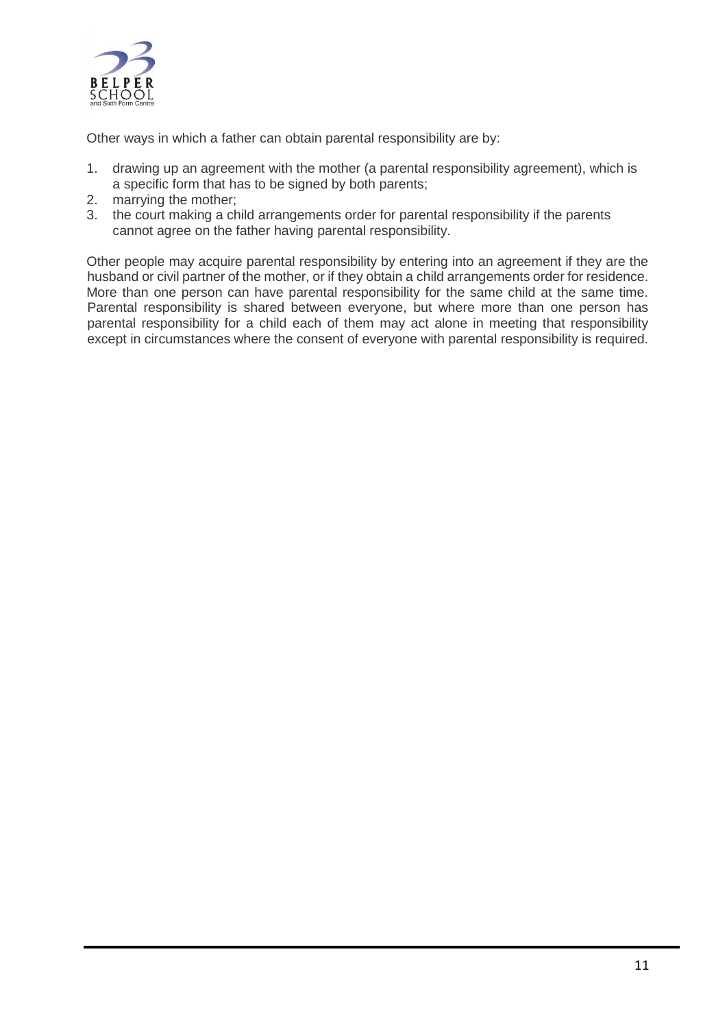Other ways in which a father can obtain parental responsibility are by:

1. drawing up an agreement with the mother (a parental responsibility agreement), which is a specific form that has to be signed by both parents;
2. marrying the mother;
3. the court making a child arrangements order for parental responsibility if the parents cannot agree on the father having parental responsibility.

Other people may acquire parental responsibility by entering into an agreement if they are the husband or civil partner of the mother, or if they obtain a child arrangements order for residence. More than one person can have parental responsibility for the same child at the same time. Parental responsibility is shared between everyone, but where more than one person has parental responsibility for a child each of them may act alone in meeting that responsibility except in circumstances where the consent of everyone with parental responsibility is required.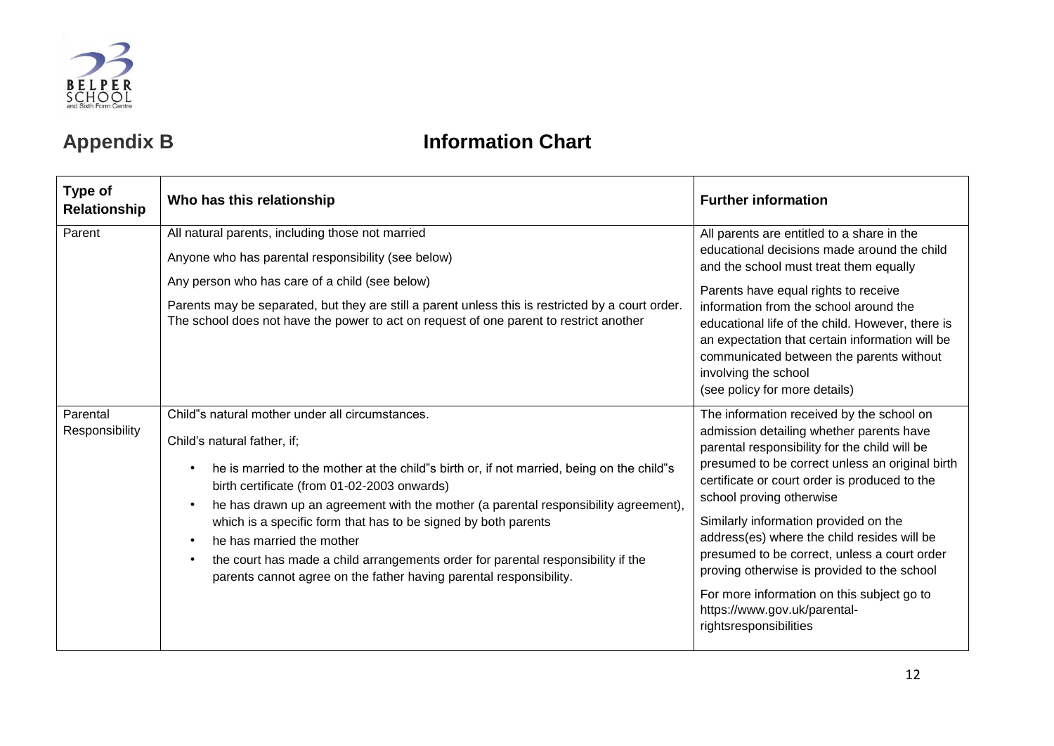## Appendix B Information Chart

| Type of Relationship | Who has this relationship | Further information |
|---|---|---|
| Parent | All natural parents, including those not married<br><br>Anyone who has parental responsibility (see below)<br><br>Any person who has care of a child (see below)<br><br>Parents may be separated, but they are still a parent unless this is restricted by a court order. The school does not have the power to act on request of one parent to restrict another | All parents are entitled to a share in the educational decisions made around the child and the school must treat them equally<br><br>Parents have equal rights to receive information from the school around the educational life of the child. However, there is an expectation that certain information will be communicated between the parents without involving the school<br>(see policy for more details) |
| Parental Responsibility | Child"s natural mother under all circumstances.<br><br>Child's natural father, if;<br><br>• he is married to the mother at the child"s birth or, if not married, being on the child"s birth certificate (from 01-02-2003 onwards)<br>• he has drawn up an agreement with the mother (a parental responsibility agreement), which is a specific form that has to be signed by both parents<br>• he has married the mother<br>• the court has made a child arrangements order for parental responsibility if the parents cannot agree on the father having parental responsibility. | The information received by the school on admission detailing whether parents have parental responsibility for the child will be presumed to be correct unless an original birth certificate or court order is produced to the school proving otherwise<br><br>Similarly information provided on the address(es) where the child resides will be presumed to be correct, unless a court order proving otherwise is provided to the school<br><br>For more information on this subject go to https://www.gov.uk/parental-rightsresponsibilities |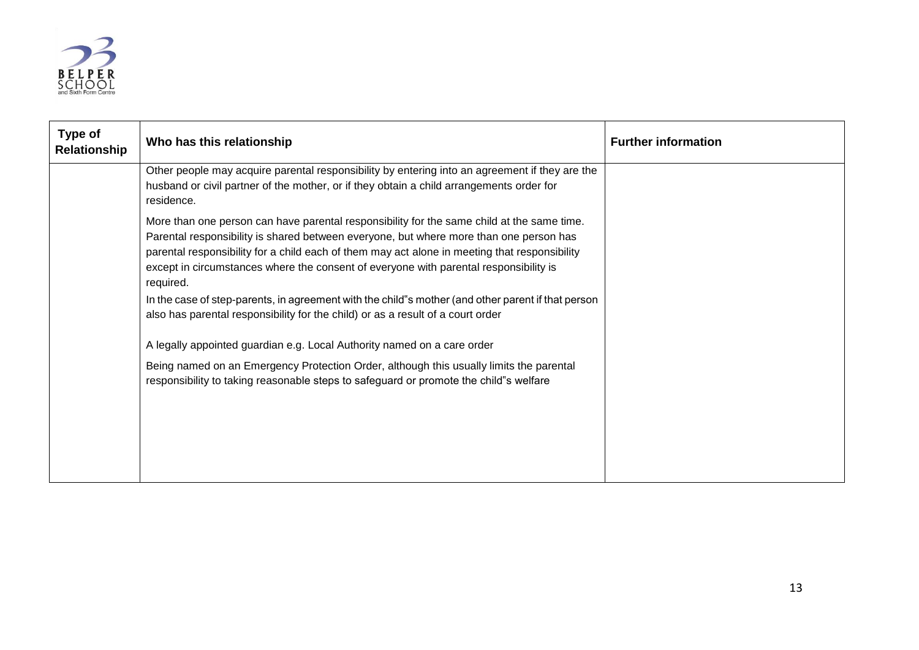| Type of Relationship | Who has this relationship | Further information |
|---|---|---|
| | Other people may acquire parental responsibility by entering into an agreement if they are the husband or civil partner of the mother, or if they obtain a child arrangements order for residence.<br><br>More than one person can have parental responsibility for the same child at the same time. Parental responsibility is shared between everyone, but where more than one person has parental responsibility for a child each of them may act alone in meeting that responsibility except in circumstances where the consent of everyone with parental responsibility is required.<br><br>In the case of step-parents, in agreement with the child"s mother (and other parent if that person also has parental responsibility for the child) or as a result of a court order<br><br>A legally appointed guardian e.g. Local Authority named on a care order<br><br>Being named on an Emergency Protection Order, although this usually limits the parental responsibility to taking reasonable steps to safeguard or promote the child"s welfare | |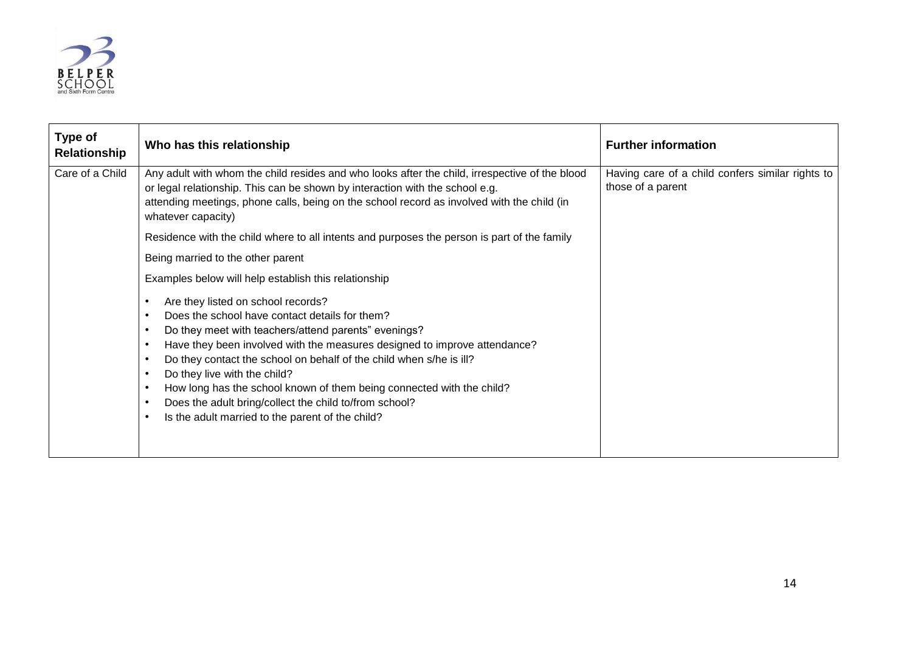| Type of Relationship | Who has this relationship | Further information |
|---|---|---|
| Care of a Child | Any adult with whom the child resides and who looks after the child, irrespective of the blood or legal relationship. This can be shown by interaction with the school e.g. attending meetings, phone calls, being on the school record as involved with the child (in whatever capacity)<br><br>Residence with the child where to all intents and purposes the person is part of the family<br><br>Being married to the other parent<br><br>Examples below will help establish this relationship<br><br>• Are they listed on school records?<br>• Does the school have contact details for them?<br>• Do they meet with teachers/attend parents" evenings?<br>• Have they been involved with the measures designed to improve attendance?<br>• Do they contact the school on behalf of the child when s/he is ill?<br>• Do they live with the child?<br>• How long has the school known of them being connected with the child?<br>• Does the adult bring/collect the child to/from school?<br>• Is the adult married to the parent of the child? | Having care of a child confers similar rights to those of a parent |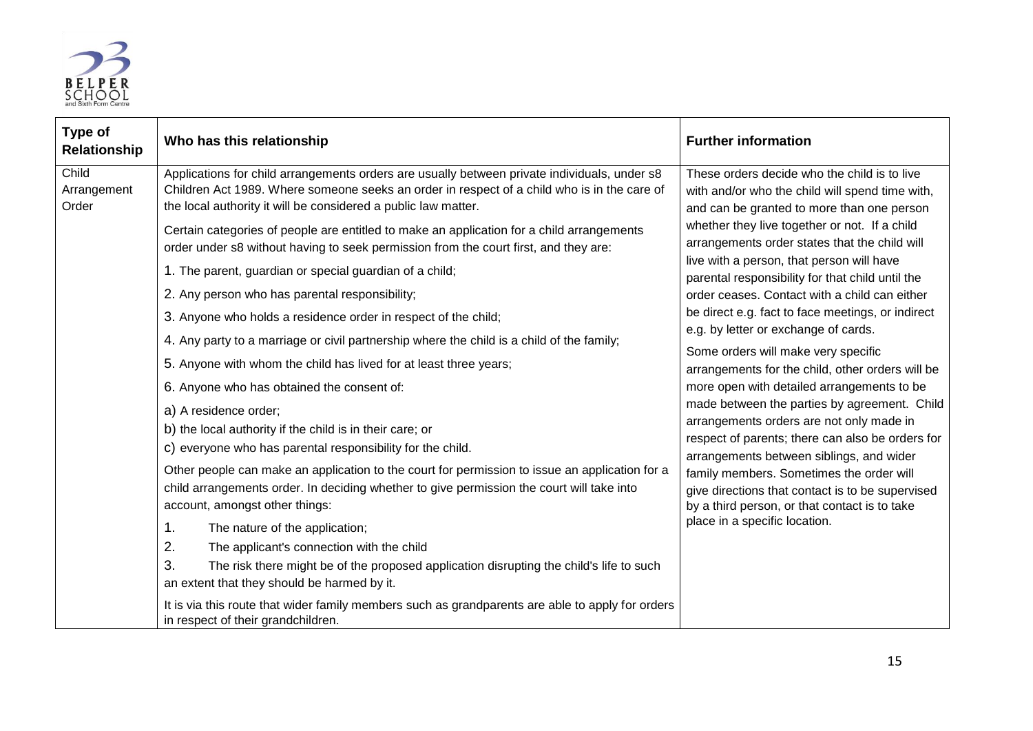| Type of Relationship | Who has this relationship | Further information |
| --- | --- | --- |
| Child Arrangement Order | Applications for child arrangements orders are usually between private individuals, under s8 Children Act 1989. Where someone seeks an order in respect of a child who is in the care of the local authority it will be considered a public law matter.<br><br>Certain categories of people are entitled to make an application for a child arrangements order under s8 without having to seek permission from the court first, and they are:<br><br>1. The parent, guardian or special guardian of a child;<br>2. Any person who has parental responsibility;<br>3. Anyone who holds a residence order in respect of the child;<br>4. Any party to a marriage or civil partnership where the child is a child of the family;<br>5. Anyone with whom the child has lived for at least three years;<br>6. Anyone who has obtained the consent of:<br>a) A residence order;<br>b) the local authority if the child is in their care; or<br>c) everyone who has parental responsibility for the child.<br><br>Other people can make an application to the court for permission to issue an application for a child arrangements order. In deciding whether to give permission the court will take into account, amongst other things:<br><br>1. The nature of the application;<br>2. The applicant's connection with the child<br>3. The risk there might be of the proposed application disrupting the child's life to such an extent that they should be harmed by it.<br><br>It is via this route that wider family members such as grandparents are able to apply for orders in respect of their grandchildren. | These orders decide who the child is to live with and/or who the child will spend time with, and can be granted to more than one person whether they live together or not. If a child arrangements order states that the child will live with a person, that person will have parental responsibility for that child until the order ceases. Contact with a child can either be direct e.g. fact to face meetings, or indirect e.g. by letter or exchange of cards.<br><br>Some orders will make very specific arrangements for the child, other orders will be more open with detailed arrangements to be made between the parties by agreement. Child arrangements orders are not only made in respect of parents; there can also be orders for arrangements between siblings, and wider family members. Sometimes the order will give directions that contact is to be supervised by a third person, or that contact is to take place in a specific location. |